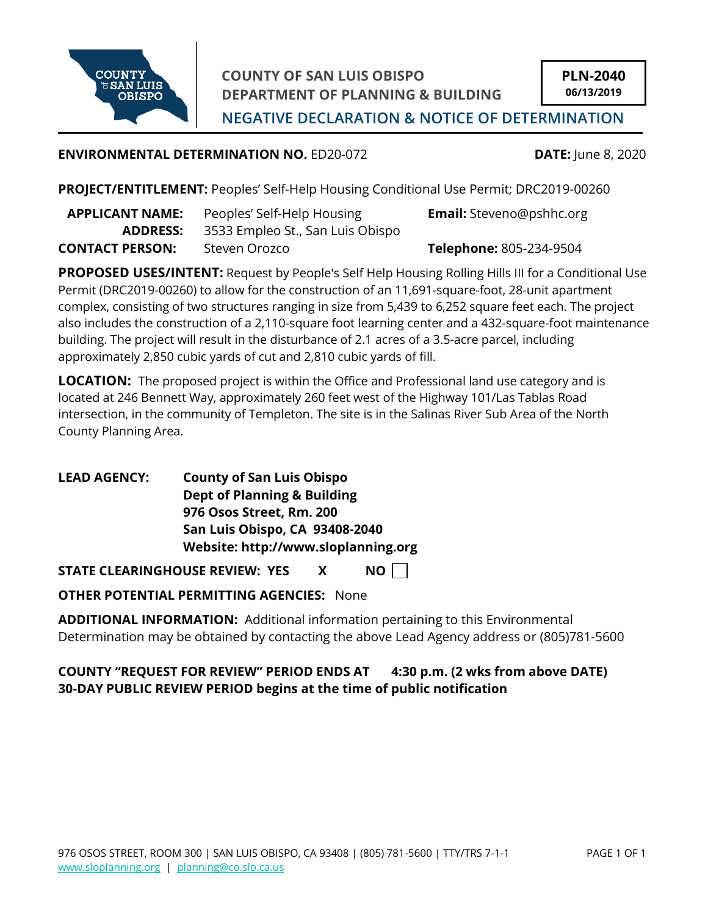**COUNTY OF SAN LUIS OBISPO**
**DEPARTMENT OF PLANNING & BUILDING**

**PLN-2040**
**06/13/2019**

## NEGATIVE DECLARATION & NOTICE OF DETERMINATION

**ENVIRONMENTAL DETERMINATION NO.** ED20-072 **DATE:** June 8, 2020

**PROJECT/ENTITLEMENT:** Peoples' Self-Help Housing Conditional Use Permit; DRC2019-00260

**APPLICANT NAME:** Peoples' Self-Help Housing **Email:** Steveno@pshhc.org
**ADDRESS:** 3533 Empleo St., San Luis Obispo
**CONTACT PERSON:** Steven Orozco **Telephone:** 805-234-9504

**PROPOSED USES/INTENT:** Request by People's Self Help Housing Rolling Hills III for a Conditional Use Permit (DRC2019-00260) to allow for the construction of an 11,691-square-foot, 28-unit apartment complex, consisting of two structures ranging in size from 5,439 to 6,252 square feet each. The project also includes the construction of a 2,110-square foot learning center and a 432-square-foot maintenance building. The project will result in the disturbance of 2.1 acres of a 3.5-acre parcel, including approximately 2,850 cubic yards of cut and 2,810 cubic yards of fill.

**LOCATION:** The proposed project is within the Office and Professional land use category and is located at 246 Bennett Way, approximately 260 feet west of the Highway 101/Las Tablas Road intersection, in the community of Templeton. The site is in the Salinas River Sub Area of the North County Planning Area.

**LEAD AGENCY:** **County of San Luis Obispo**
**Dept of Planning & Building**
**976 Osos Street, Rm. 200**
**San Luis Obispo, CA 93408-2040**
**Website: http://www.sloplanning.org**

**STATE CLEARINGHOUSE REVIEW: YES X NO ☐**

**OTHER POTENTIAL PERMITTING AGENCIES:** None

**ADDITIONAL INFORMATION:** Additional information pertaining to this Environmental Determination may be obtained by contacting the above Lead Agency address or (805)781-5600

**COUNTY "REQUEST FOR REVIEW" PERIOD ENDS AT 4:30 p.m. (2 wks from above DATE)**
**30-DAY PUBLIC REVIEW PERIOD begins at the time of public notification**

976 OSOS STREET, ROOM 300 | SAN LUIS OBISPO, CA 93408 | (805) 781-5600 | TTY/TRS 7-1-1
www.sloplanning.org | planning@co.slo.ca.us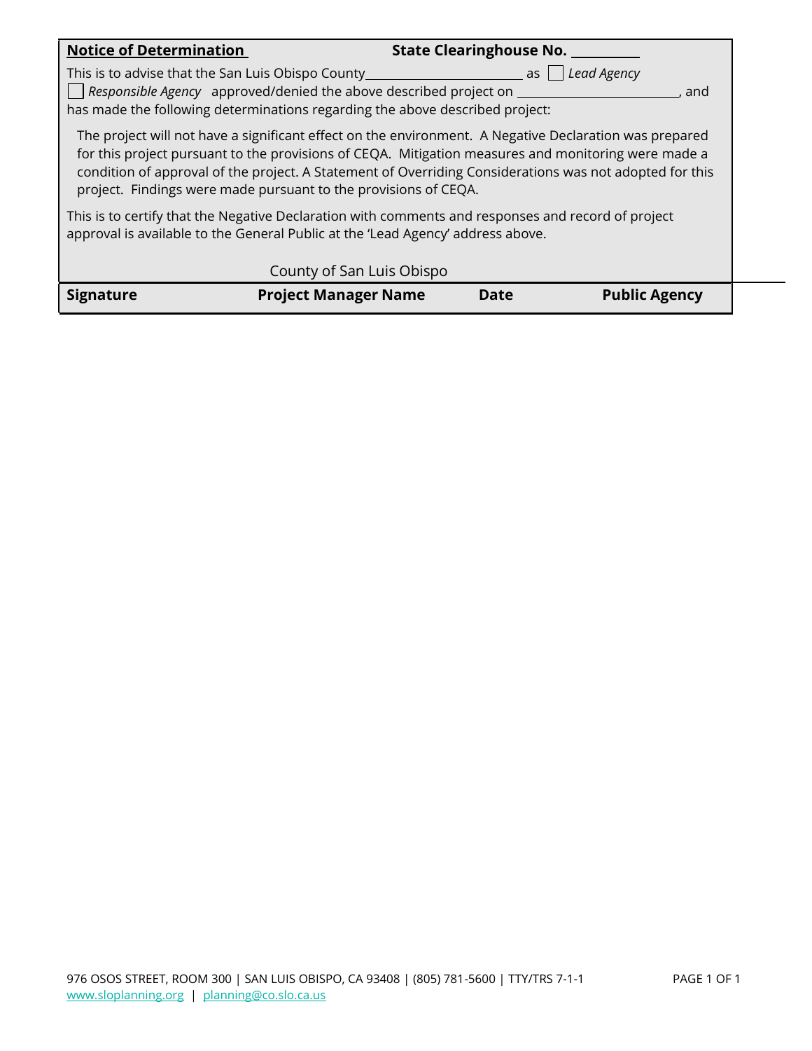**Notice of Determination** **State Clearinghouse No.** \_\_\_\_\_\_\_\_\_\_

This is to advise that the San Luis Obispo County\_\_\_\_\_\_\_\_\_\_\_\_\_\_\_\_\_\_\_\_\_\_\_\_\_\_ as ☐ *Lead Agency*
☐ *Responsible Agency* approved/denied the above described project on \_\_\_\_\_\_\_\_\_\_\_\_\_\_\_\_\_\_\_\_\_\_\_\_\_\_, and has made the following determinations regarding the above described project:

The project will not have a significant effect on the environment. A Negative Declaration was prepared for this project pursuant to the provisions of CEQA. Mitigation measures and monitoring were made a condition of approval of the project. A Statement of Overriding Considerations was not adopted for this project. Findings were made pursuant to the provisions of CEQA.

This is to certify that the Negative Declaration with comments and responses and record of project approval is available to the General Public at the 'Lead Agency' address above.

| | | | |
|---|---|---|---|
| | | | County of San Luis Obispo |
| **Signature** | **Project Manager Name** | **Date** | **Public Agency** |

976 OSOS STREET, ROOM 300 | SAN LUIS OBISPO, CA 93408 | (805) 781-5600 | TTY/TRS 7-1-1
www.sloplanning.org | planning@co.slo.ca.us